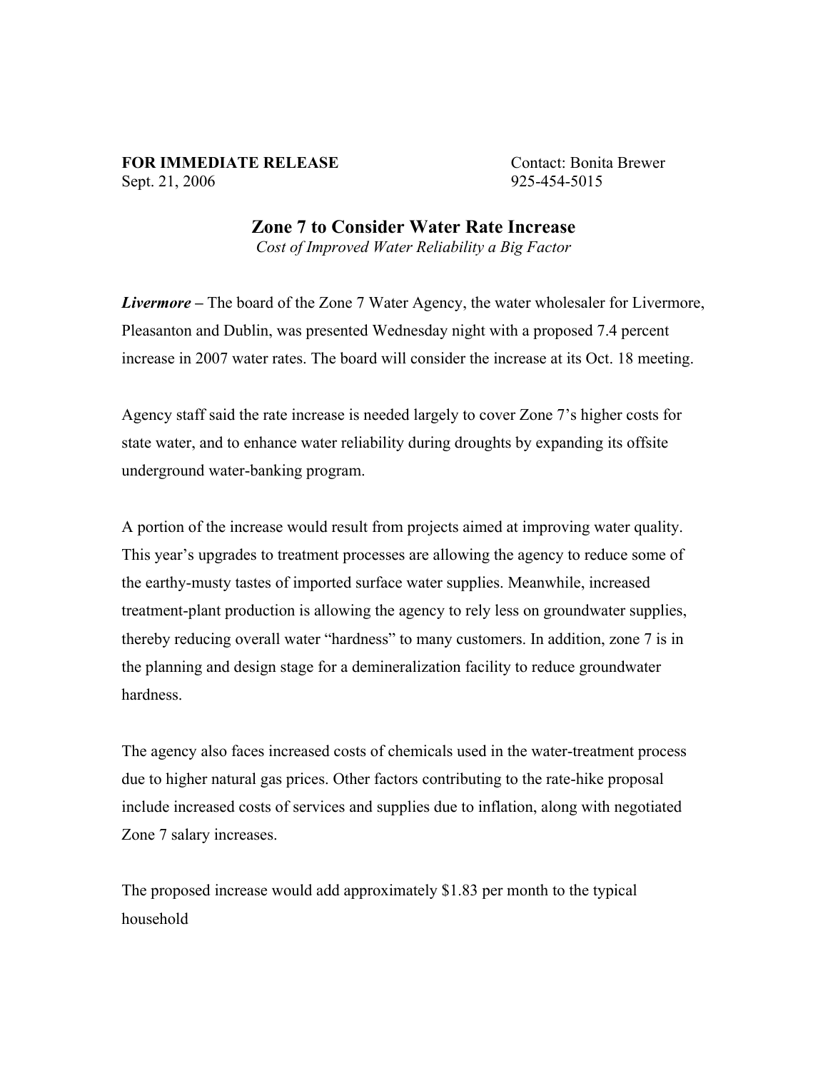**FOR IMMEDIATE RELEASE** Contact: Bonita Brewer
Sept. 21, 2006 925-454-5015

# Zone 7 to Consider Water Rate Increase

*Cost of Improved Water Reliability a Big Factor*

***Livermore* –** The board of the Zone 7 Water Agency, the water wholesaler for Livermore, Pleasanton and Dublin, was presented Wednesday night with a proposed 7.4 percent increase in 2007 water rates. The board will consider the increase at its Oct. 18 meeting.

Agency staff said the rate increase is needed largely to cover Zone 7's higher costs for state water, and to enhance water reliability during droughts by expanding its offsite underground water-banking program.

A portion of the increase would result from projects aimed at improving water quality. This year's upgrades to treatment processes are allowing the agency to reduce some of the earthy-musty tastes of imported surface water supplies. Meanwhile, increased treatment-plant production is allowing the agency to rely less on groundwater supplies, thereby reducing overall water "hardness" to many customers. In addition, zone 7 is in the planning and design stage for a demineralization facility to reduce groundwater hardness.

The agency also faces increased costs of chemicals used in the water-treatment process due to higher natural gas prices. Other factors contributing to the rate-hike proposal include increased costs of services and supplies due to inflation, along with negotiated Zone 7 salary increases.

The proposed increase would add approximately $1.83 per month to the typical household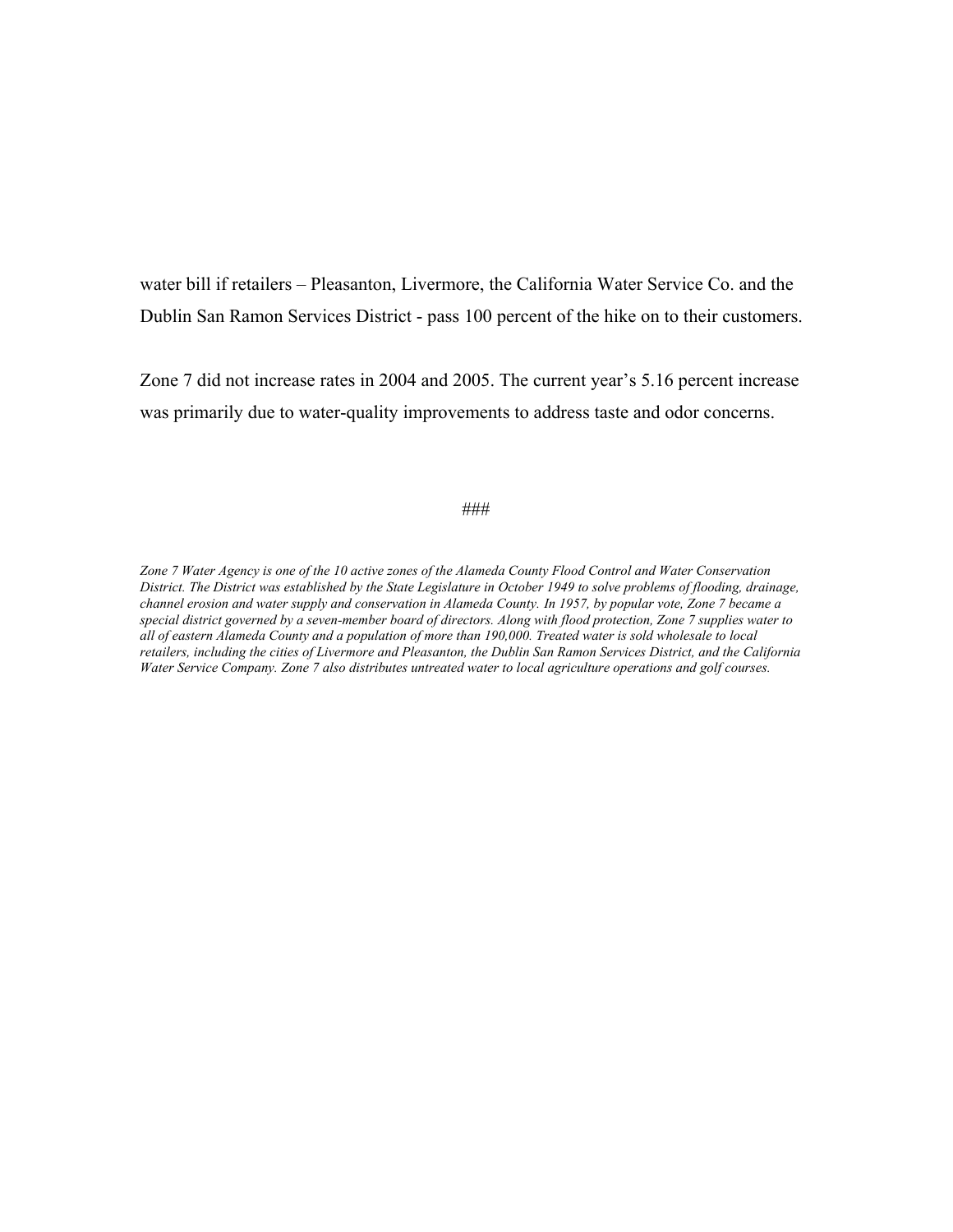water bill if retailers – Pleasanton, Livermore, the California Water Service Co. and the Dublin San Ramon Services District - pass 100 percent of the hike on to their customers.

Zone 7 did not increase rates in 2004 and 2005. The current year's 5.16 percent increase was primarily due to water-quality improvements to address taste and odor concerns.

###

*Zone 7 Water Agency is one of the 10 active zones of the Alameda County Flood Control and Water Conservation District. The District was established by the State Legislature in October 1949 to solve problems of flooding, drainage, channel erosion and water supply and conservation in Alameda County. In 1957, by popular vote, Zone 7 became a special district governed by a seven-member board of directors. Along with flood protection, Zone 7 supplies water to all of eastern Alameda County and a population of more than 190,000. Treated water is sold wholesale to local retailers, including the cities of Livermore and Pleasanton, the Dublin San Ramon Services District, and the California Water Service Company. Zone 7 also distributes untreated water to local agriculture operations and golf courses.*